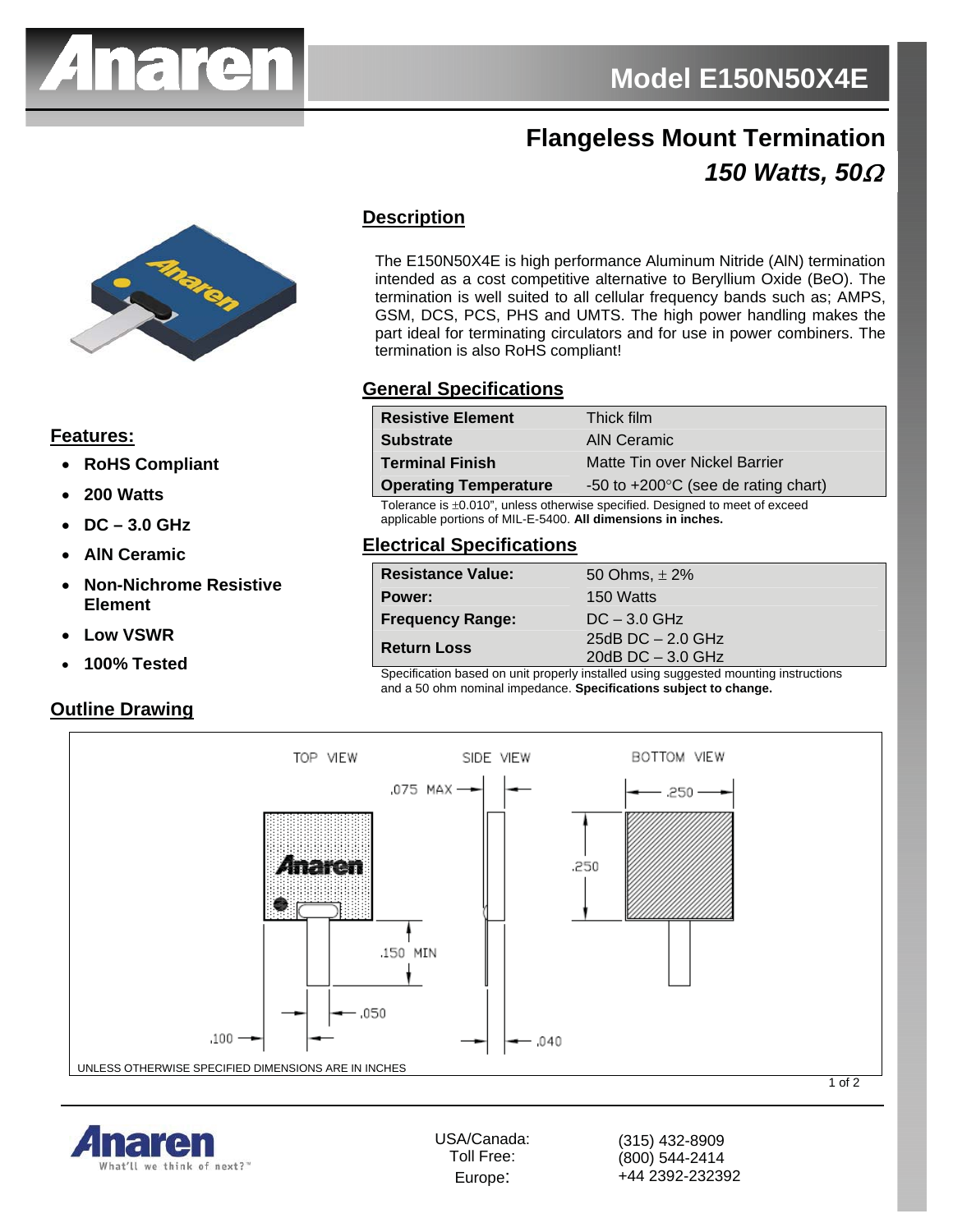# Model E150N50X4E

## Flangeless Mount Termination

### *150 Watts, 50Ω*

## Description

The E150N50X4E is high performance Aluminum Nitride (AlN) termination intended as a cost competitive alternative to Beryllium Oxide (BeO). The termination is well suited to all cellular frequency bands such as; AMPS, GSM, DCS, PCS, PHS and UMTS. The high power handling makes the part ideal for terminating circulators and for use in power combiners. The termination is also RoHS compliant!

## Features:

- **RoHS Compliant**
- **200 Watts**
- **DC – 3.0 GHz**
- **AlN Ceramic**
- **Non-Nichrome Resistive Element**
- **Low VSWR**
- **100% Tested**

## General Specifications

| | |
|---|---|
| **Resistive Element** | Thick film |
| **Substrate** | AlN Ceramic |
| **Terminal Finish** | Matte Tin over Nickel Barrier |
| **Operating Temperature** | -50 to +200°C (see de rating chart) |

Tolerance is ±0.010", unless otherwise specified. Designed to meet of exceed applicable portions of MIL-E-5400. **All dimensions in inches.**

## Electrical Specifications

| | |
|---|---|
| **Resistance Value:** | 50 Ohms, ± 2% |
| **Power:** | 150 Watts |
| **Frequency Range:** | DC – 3.0 GHz |
| **Return Loss** | 25dB DC – 2.0 GHz<br>20dB DC – 3.0 GHz |

Specification based on unit properly installed using suggested mounting instructions and a 50 ohm nominal impedance. **Specifications subject to change.**

## Outline Drawing

TOP VIEW — SIDE VIEW — BOTTOM VIEW

.075 MAX, .250, .250, .150 MIN, .050, .100, .040

UNLESS OTHERWISE SPECIFIED DIMENSIONS ARE IN INCHES

Anaren — What'll we think of next?™

| | |
|---|---|
| USA/Canada: | (315) 432-8909 |
| Toll Free: | (800) 544-2414 |
| Europe: | +44 2392-232392 |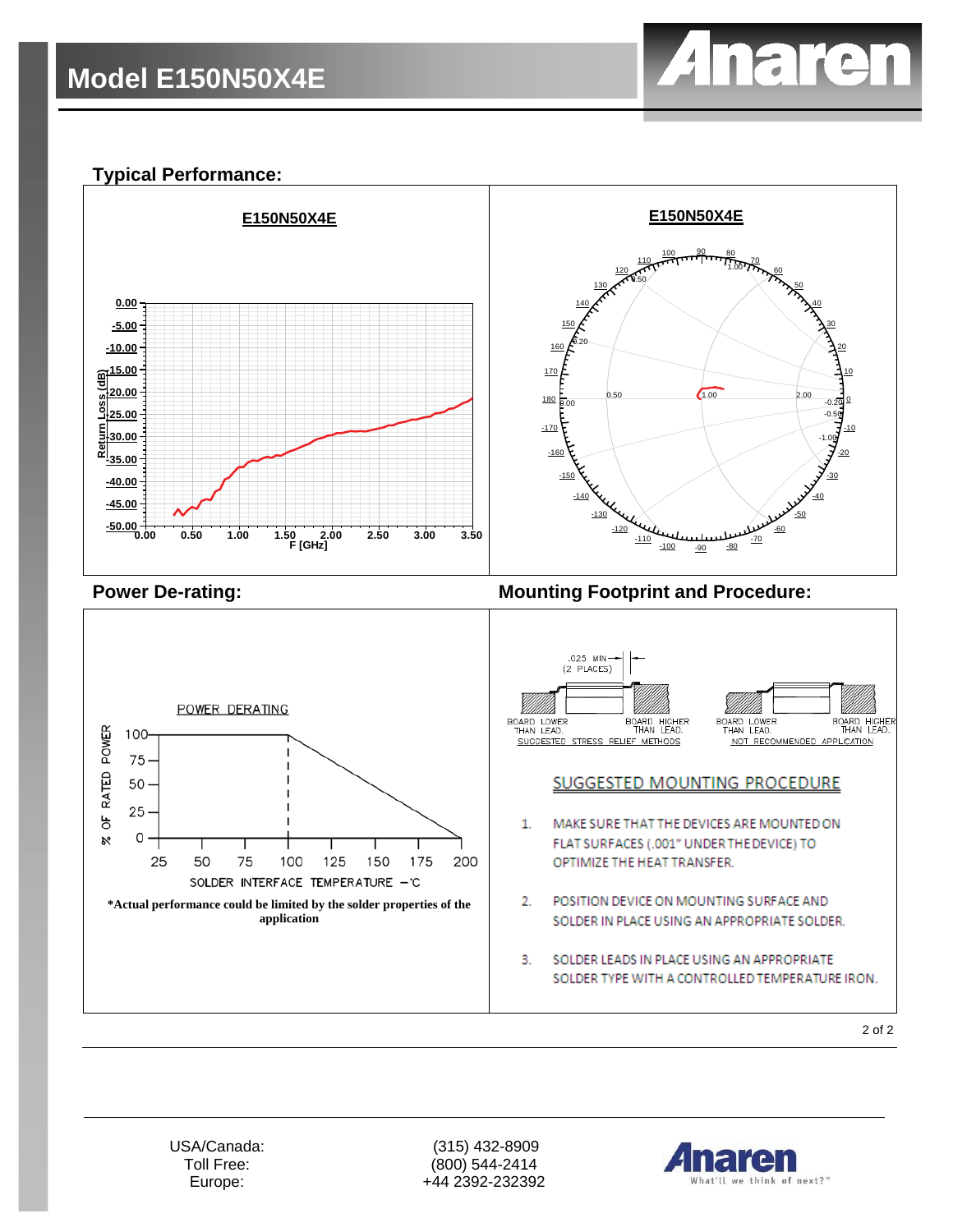# Model E150N50X4E

## Typical Performance:

**E150N50X4E**

Return Loss (dB)

0.00
-5.00
-10.00
-15.00
-20.00
-25.00
-30.00
-35.00
-40.00
-45.00
-50.00

0.00 0.50 1.00 1.50 2.00 2.50 3.00 3.50

F [GHz]

**E150N50X4E**

## Power De-rating:

POWER DERATING

% OF RATED POWER

100
75
50
25
0

25 50 75 100 125 150 175 200

SOLDER INTERFACE TEMPERATURE – °C

**\*Actual performance could be limited by the solder properties of the application**

## Mounting Footprint and Procedure:

.025 MIN
(2 PLACES)

BOARD LOWER THAN LEAD.
BOARD HIGHER THAN LEAD.
SUGGESTED STRESS RELIEF METHODS

BOARD LOWER THAN LEAD.
BOARD HIGHER THAN LEAD.
NOT RECOMMENDED APPLICATION

SUGGESTED MOUNTING PROCEDURE

1. MAKE SURE THAT THE DEVICES ARE MOUNTED ON FLAT SURFACES (.001" UNDER THE DEVICE) TO OPTIMIZE THE HEAT TRANSFER.
2. POSITION DEVICE ON MOUNTING SURFACE AND SOLDER IN PLACE USING AN APPROPRIATE SOLDER.
3. SOLDER LEADS IN PLACE USING AN APPROPRIATE SOLDER TYPE WITH A CONTROLLED TEMPERATURE IRON.

| | |
|---|---|
| USA/Canada: | (315) 432-8909 |
| Toll Free: | (800) 544-2414 |
| Europe: | +44 2392-232392 |

Anaren
What'll we think of next?™